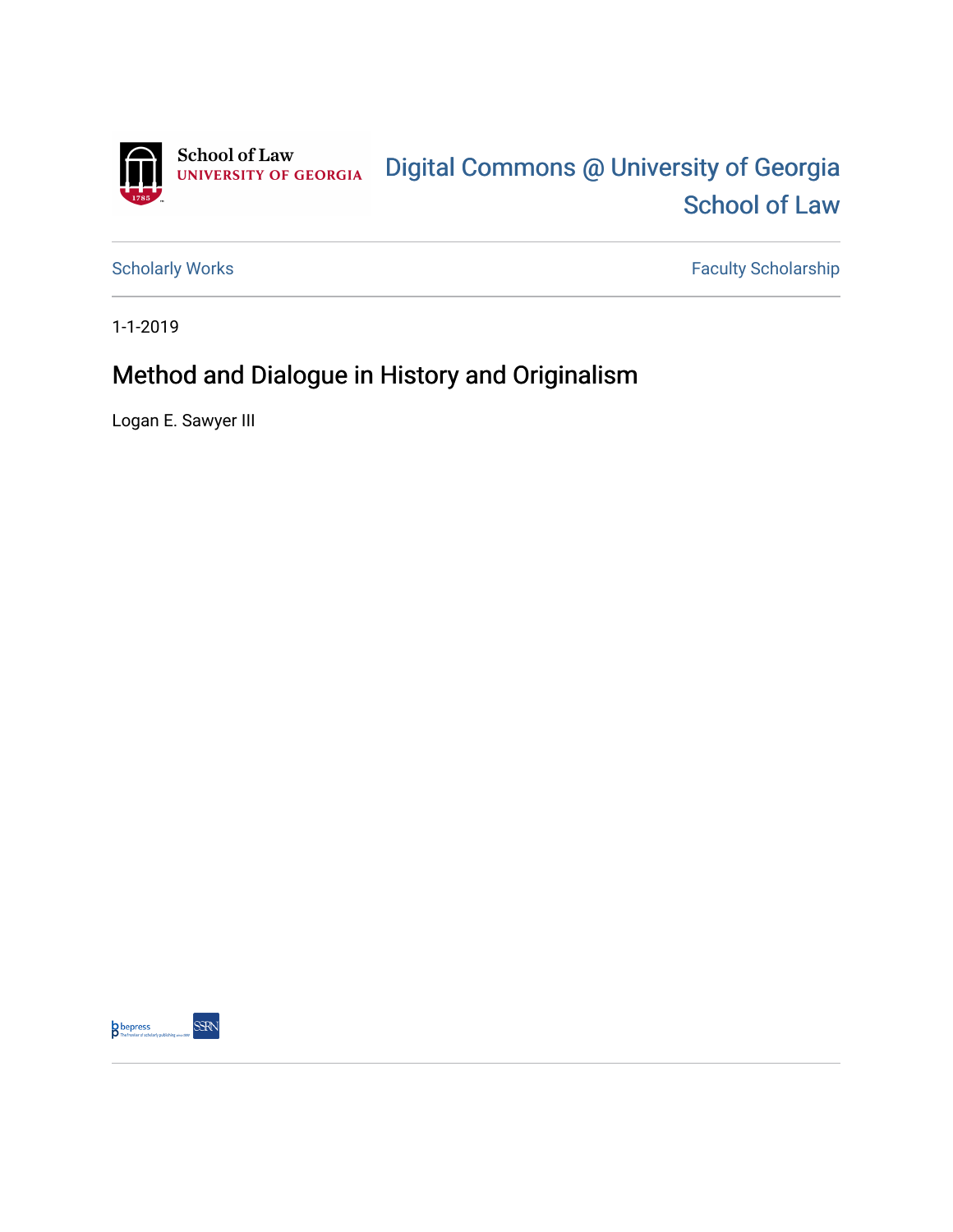School of Law
UNIVERSITY OF GEORGIA

Digital Commons @ University of Georgia School of Law

Scholarly Works | Faculty Scholarship

1-1-2019

# Method and Dialogue in History and Originalism

Logan E. Sawyer III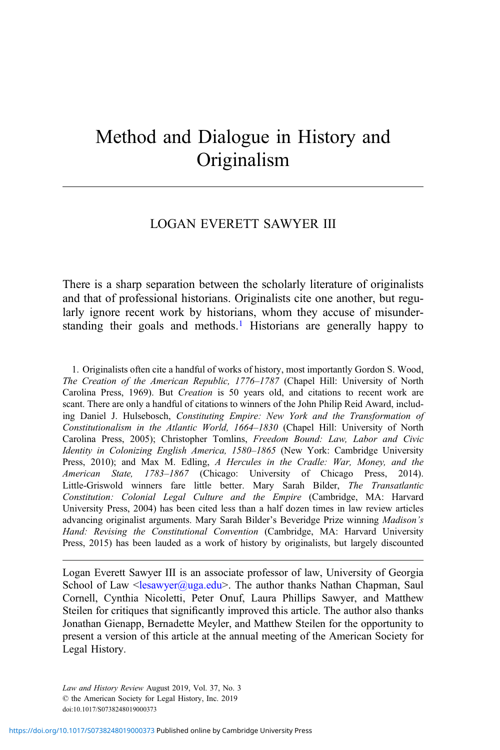# Method and Dialogue in History and Originalism

LOGAN EVERETT SAWYER III

There is a sharp separation between the scholarly literature of originalists and that of professional historians. Originalists cite one another, but regularly ignore recent work by historians, whom they accuse of misunderstanding their goals and methods.[1] Historians are generally happy to

1. Originalists often cite a handful of works of history, most importantly Gordon S. Wood, *The Creation of the American Republic, 1776–1787* (Chapel Hill: University of North Carolina Press, 1969). But *Creation* is 50 years old, and citations to recent work are scant. There are only a handful of citations to winners of the John Philip Reid Award, including Daniel J. Hulsebosch, *Constituting Empire: New York and the Transformation of Constitutionalism in the Atlantic World, 1664–1830* (Chapel Hill: University of North Carolina Press, 2005); Christopher Tomlins, *Freedom Bound: Law, Labor and Civic Identity in Colonizing English America, 1580–1865* (New York: Cambridge University Press, 2010); and Max M. Edling, *A Hercules in the Cradle: War, Money, and the American State, 1783–1867* (Chicago: University of Chicago Press, 2014). Little-Griswold winners fare little better. Mary Sarah Bilder, *The Transatlantic Constitution: Colonial Legal Culture and the Empire* (Cambridge, MA: Harvard University Press, 2004) has been cited less than a half dozen times in law review articles advancing originalist arguments. Mary Sarah Bilder's Beveridge Prize winning *Madison's Hand: Revising the Constitutional Convention* (Cambridge, MA: Harvard University Press, 2015) has been lauded as a work of history by originalists, but largely discounted

Logan Everett Sawyer III is an associate professor of law, University of Georgia School of Law <lesawyer@uga.edu>. The author thanks Nathan Chapman, Saul Cornell, Cynthia Nicoletti, Peter Onuf, Laura Phillips Sawyer, and Matthew Steilen for critiques that significantly improved this article. The author also thanks Jonathan Gienapp, Bernadette Meyler, and Matthew Steilen for the opportunity to present a version of this article at the annual meeting of the American Society for Legal History.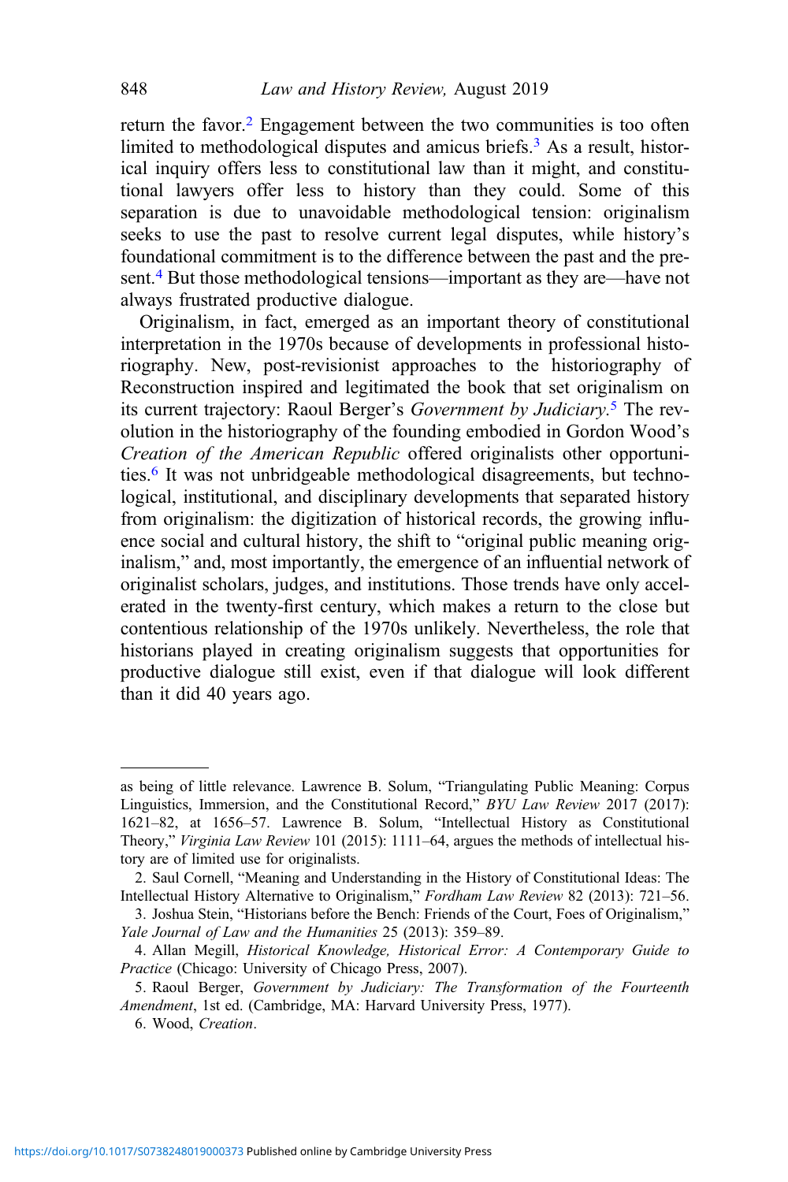return the favor.[2] Engagement between the two communities is too often limited to methodological disputes and amicus briefs.[3] As a result, historical inquiry offers less to constitutional law than it might, and constitutional lawyers offer less to history than they could. Some of this separation is due to unavoidable methodological tension: originalism seeks to use the past to resolve current legal disputes, while history's foundational commitment is to the difference between the past and the present.[4] But those methodological tensions—important as they are—have not always frustrated productive dialogue.

Originalism, in fact, emerged as an important theory of constitutional interpretation in the 1970s because of developments in professional historiography. New, post-revisionist approaches to the historiography of Reconstruction inspired and legitimated the book that set originalism on its current trajectory: Raoul Berger's *Government by Judiciary*.[5] The revolution in the historiography of the founding embodied in Gordon Wood's *Creation of the American Republic* offered originalists other opportunities.[6] It was not unbridgeable methodological disagreements, but technological, institutional, and disciplinary developments that separated history from originalism: the digitization of historical records, the growing influence social and cultural history, the shift to "original public meaning originalism," and, most importantly, the emergence of an influential network of originalist scholars, judges, and institutions. Those trends have only accelerated in the twenty-first century, which makes a return to the close but contentious relationship of the 1970s unlikely. Nevertheless, the role that historians played in creating originalism suggests that opportunities for productive dialogue still exist, even if that dialogue will look different than it did 40 years ago.

---

as being of little relevance. Lawrence B. Solum, "Triangulating Public Meaning: Corpus Linguistics, Immersion, and the Constitutional Record," *BYU Law Review* 2017 (2017): 1621–82, at 1656–57. Lawrence B. Solum, "Intellectual History as Constitutional Theory," *Virginia Law Review* 101 (2015): 1111–64, argues the methods of intellectual history are of limited use for originalists.

2. Saul Cornell, "Meaning and Understanding in the History of Constitutional Ideas: The Intellectual History Alternative to Originalism," *Fordham Law Review* 82 (2013): 721–56.

3. Joshua Stein, "Historians before the Bench: Friends of the Court, Foes of Originalism," *Yale Journal of Law and the Humanities* 25 (2013): 359–89.

4. Allan Megill, *Historical Knowledge, Historical Error: A Contemporary Guide to Practice* (Chicago: University of Chicago Press, 2007).

5. Raoul Berger, *Government by Judiciary: The Transformation of the Fourteenth Amendment*, 1st ed. (Cambridge, MA: Harvard University Press, 1977).

6. Wood, *Creation*.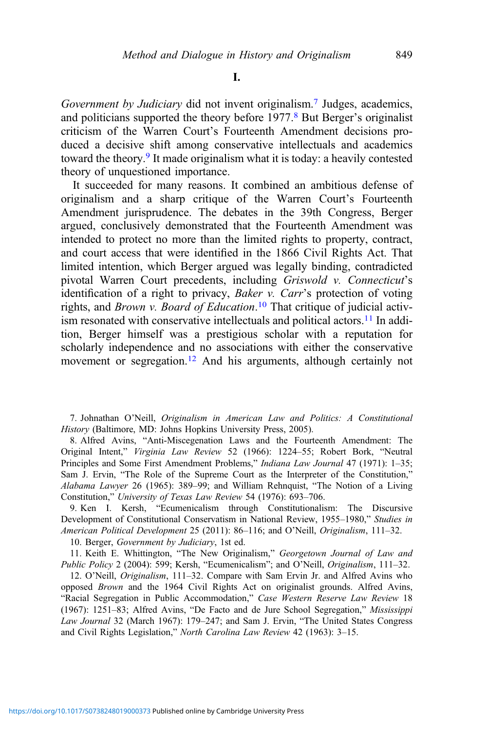## I.

*Government by Judiciary* did not invent originalism.[7] Judges, academics, and politicians supported the theory before 1977.[8] But Berger's originalist criticism of the Warren Court's Fourteenth Amendment decisions produced a decisive shift among conservative intellectuals and academics toward the theory.[9] It made originalism what it is today: a heavily contested theory of unquestioned importance.

It succeeded for many reasons. It combined an ambitious defense of originalism and a sharp critique of the Warren Court's Fourteenth Amendment jurisprudence. The debates in the 39th Congress, Berger argued, conclusively demonstrated that the Fourteenth Amendment was intended to protect no more than the limited rights to property, contract, and court access that were identified in the 1866 Civil Rights Act. That limited intention, which Berger argued was legally binding, contradicted pivotal Warren Court precedents, including *Griswold v. Connecticut*'s identification of a right to privacy, *Baker v. Carr*'s protection of voting rights, and *Brown v. Board of Education*.[10] That critique of judicial activism resonated with conservative intellectuals and political actors.[11] In addition, Berger himself was a prestigious scholar with a reputation for scholarly independence and no associations with either the conservative movement or segregation.[12] And his arguments, although certainly not

7. Johnathan O'Neill, *Originalism in American Law and Politics: A Constitutional History* (Baltimore, MD: Johns Hopkins University Press, 2005).

8. Alfred Avins, "Anti-Miscegenation Laws and the Fourteenth Amendment: The Original Intent," *Virginia Law Review* 52 (1966): 1224–55; Robert Bork, "Neutral Principles and Some First Amendment Problems," *Indiana Law Journal* 47 (1971): 1–35; Sam J. Ervin, "The Role of the Supreme Court as the Interpreter of the Constitution," *Alabama Lawyer* 26 (1965): 389–99; and William Rehnquist, "The Notion of a Living Constitution," *University of Texas Law Review* 54 (1976): 693–706.

9. Ken I. Kersh, "Ecumenicalism through Constitutionalism: The Discursive Development of Constitutional Conservatism in National Review, 1955–1980," *Studies in American Political Development* 25 (2011): 86–116; and O'Neill, *Originalism*, 111–32.

10. Berger, *Government by Judiciary*, 1st ed.

11. Keith E. Whittington, "The New Originalism," *Georgetown Journal of Law and Public Policy* 2 (2004): 599; Kersh, "Ecumenicalism"; and O'Neill, *Originalism*, 111–32.

12. O'Neill, *Originalism*, 111–32. Compare with Sam Ervin Jr. and Alfred Avins who opposed *Brown* and the 1964 Civil Rights Act on originalist grounds. Alfred Avins, "Racial Segregation in Public Accommodation," *Case Western Reserve Law Review* 18 (1967): 1251–83; Alfred Avins, "De Facto and de Jure School Segregation," *Mississippi Law Journal* 32 (March 1967): 179–247; and Sam J. Ervin, "The United States Congress and Civil Rights Legislation," *North Carolina Law Review* 42 (1963): 3–15.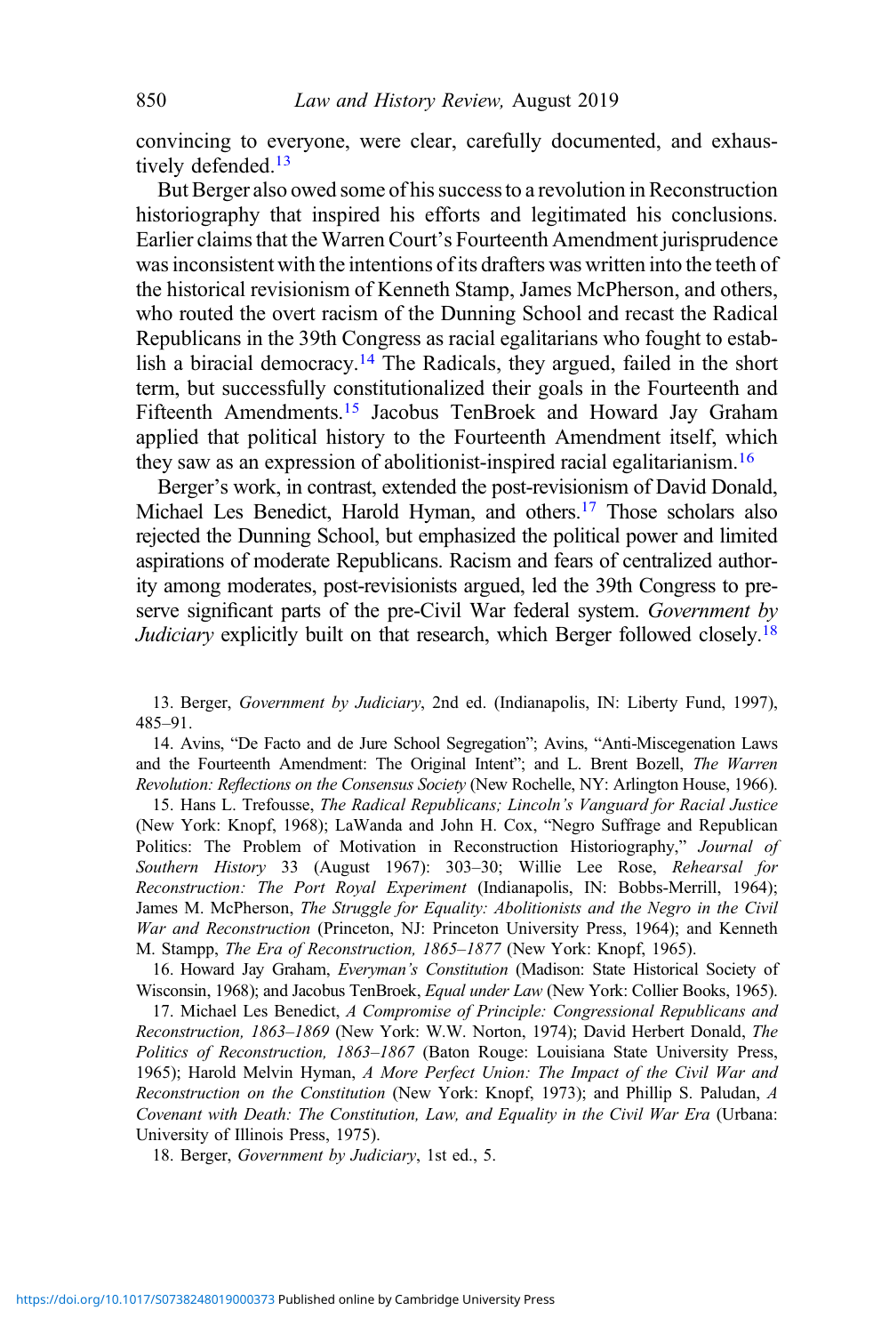convincing to everyone, were clear, carefully documented, and exhaustively defended.[13]

But Berger also owed some of his success to a revolution in Reconstruction historiography that inspired his efforts and legitimated his conclusions. Earlier claims that the Warren Court's Fourteenth Amendment jurisprudence was inconsistent with the intentions of its drafters was written into the teeth of the historical revisionism of Kenneth Stamp, James McPherson, and others, who routed the overt racism of the Dunning School and recast the Radical Republicans in the 39th Congress as racial egalitarians who fought to establish a biracial democracy.[14] The Radicals, they argued, failed in the short term, but successfully constitutionalized their goals in the Fourteenth and Fifteenth Amendments.[15] Jacobus TenBroek and Howard Jay Graham applied that political history to the Fourteenth Amendment itself, which they saw as an expression of abolitionist-inspired racial egalitarianism.[16]

Berger's work, in contrast, extended the post-revisionism of David Donald, Michael Les Benedict, Harold Hyman, and others.[17] Those scholars also rejected the Dunning School, but emphasized the political power and limited aspirations of moderate Republicans. Racism and fears of centralized authority among moderates, post-revisionists argued, led the 39th Congress to preserve significant parts of the pre-Civil War federal system. *Government by Judiciary* explicitly built on that research, which Berger followed closely.[18]

13. Berger, *Government by Judiciary*, 2nd ed. (Indianapolis, IN: Liberty Fund, 1997), 485–91.

14. Avins, "De Facto and de Jure School Segregation"; Avins, "Anti-Miscegenation Laws and the Fourteenth Amendment: The Original Intent"; and L. Brent Bozell, *The Warren Revolution: Reflections on the Consensus Society* (New Rochelle, NY: Arlington House, 1966).

15. Hans L. Trefousse, *The Radical Republicans; Lincoln's Vanguard for Racial Justice* (New York: Knopf, 1968); LaWanda and John H. Cox, "Negro Suffrage and Republican Politics: The Problem of Motivation in Reconstruction Historiography," *Journal of Southern History* 33 (August 1967): 303–30; Willie Lee Rose, *Rehearsal for Reconstruction: The Port Royal Experiment* (Indianapolis, IN: Bobbs-Merrill, 1964); James M. McPherson, *The Struggle for Equality: Abolitionists and the Negro in the Civil War and Reconstruction* (Princeton, NJ: Princeton University Press, 1964); and Kenneth M. Stampp, *The Era of Reconstruction, 1865–1877* (New York: Knopf, 1965).

16. Howard Jay Graham, *Everyman's Constitution* (Madison: State Historical Society of Wisconsin, 1968); and Jacobus TenBroek, *Equal under Law* (New York: Collier Books, 1965).

17. Michael Les Benedict, *A Compromise of Principle: Congressional Republicans and Reconstruction, 1863–1869* (New York: W.W. Norton, 1974); David Herbert Donald, *The Politics of Reconstruction, 1863–1867* (Baton Rouge: Louisiana State University Press, 1965); Harold Melvin Hyman, *A More Perfect Union: The Impact of the Civil War and Reconstruction on the Constitution* (New York: Knopf, 1973); and Phillip S. Paludan, *A Covenant with Death: The Constitution, Law, and Equality in the Civil War Era* (Urbana: University of Illinois Press, 1975).

18. Berger, *Government by Judiciary*, 1st ed., 5.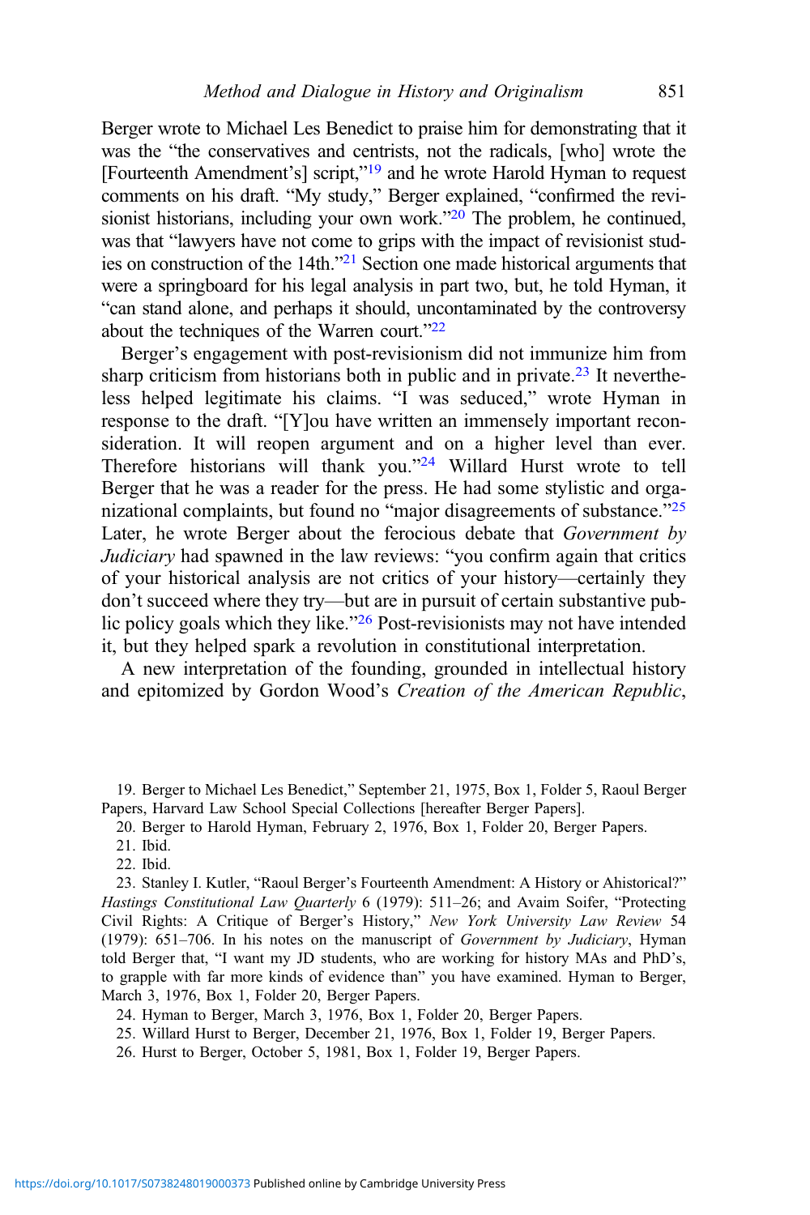Berger wrote to Michael Les Benedict to praise him for demonstrating that it was the "the conservatives and centrists, not the radicals, [who] wrote the [Fourteenth Amendment's] script,"[19] and he wrote Harold Hyman to request comments on his draft. "My study," Berger explained, "confirmed the revisionist historians, including your own work."[20] The problem, he continued, was that "lawyers have not come to grips with the impact of revisionist studies on construction of the 14th."[21] Section one made historical arguments that were a springboard for his legal analysis in part two, but, he told Hyman, it "can stand alone, and perhaps it should, uncontaminated by the controversy about the techniques of the Warren court."[22]

Berger's engagement with post-revisionism did not immunize him from sharp criticism from historians both in public and in private.[23] It nevertheless helped legitimate his claims. "I was seduced," wrote Hyman in response to the draft. "[Y]ou have written an immensely important reconsideration. It will reopen argument and on a higher level than ever. Therefore historians will thank you."[24] Willard Hurst wrote to tell Berger that he was a reader for the press. He had some stylistic and organizational complaints, but found no "major disagreements of substance."[25] Later, he wrote Berger about the ferocious debate that *Government by Judiciary* had spawned in the law reviews: "you confirm again that critics of your historical analysis are not critics of your history—certainly they don't succeed where they try—but are in pursuit of certain substantive public policy goals which they like."[26] Post-revisionists may not have intended it, but they helped spark a revolution in constitutional interpretation.

A new interpretation of the founding, grounded in intellectual history and epitomized by Gordon Wood's *Creation of the American Republic*,

19. Berger to Michael Les Benedict," September 21, 1975, Box 1, Folder 5, Raoul Berger Papers, Harvard Law School Special Collections [hereafter Berger Papers].

20. Berger to Harold Hyman, February 2, 1976, Box 1, Folder 20, Berger Papers.

21. Ibid.

22. Ibid.

23. Stanley I. Kutler, "Raoul Berger's Fourteenth Amendment: A History or Ahistorical?" *Hastings Constitutional Law Quarterly* 6 (1979): 511–26; and Avaim Soifer, "Protecting Civil Rights: A Critique of Berger's History," *New York University Law Review* 54 (1979): 651–706. In his notes on the manuscript of *Government by Judiciary*, Hyman told Berger that, "I want my JD students, who are working for history MAs and PhD's, to grapple with far more kinds of evidence than" you have examined. Hyman to Berger, March 3, 1976, Box 1, Folder 20, Berger Papers.

24. Hyman to Berger, March 3, 1976, Box 1, Folder 20, Berger Papers.

25. Willard Hurst to Berger, December 21, 1976, Box 1, Folder 19, Berger Papers.

26. Hurst to Berger, October 5, 1981, Box 1, Folder 19, Berger Papers.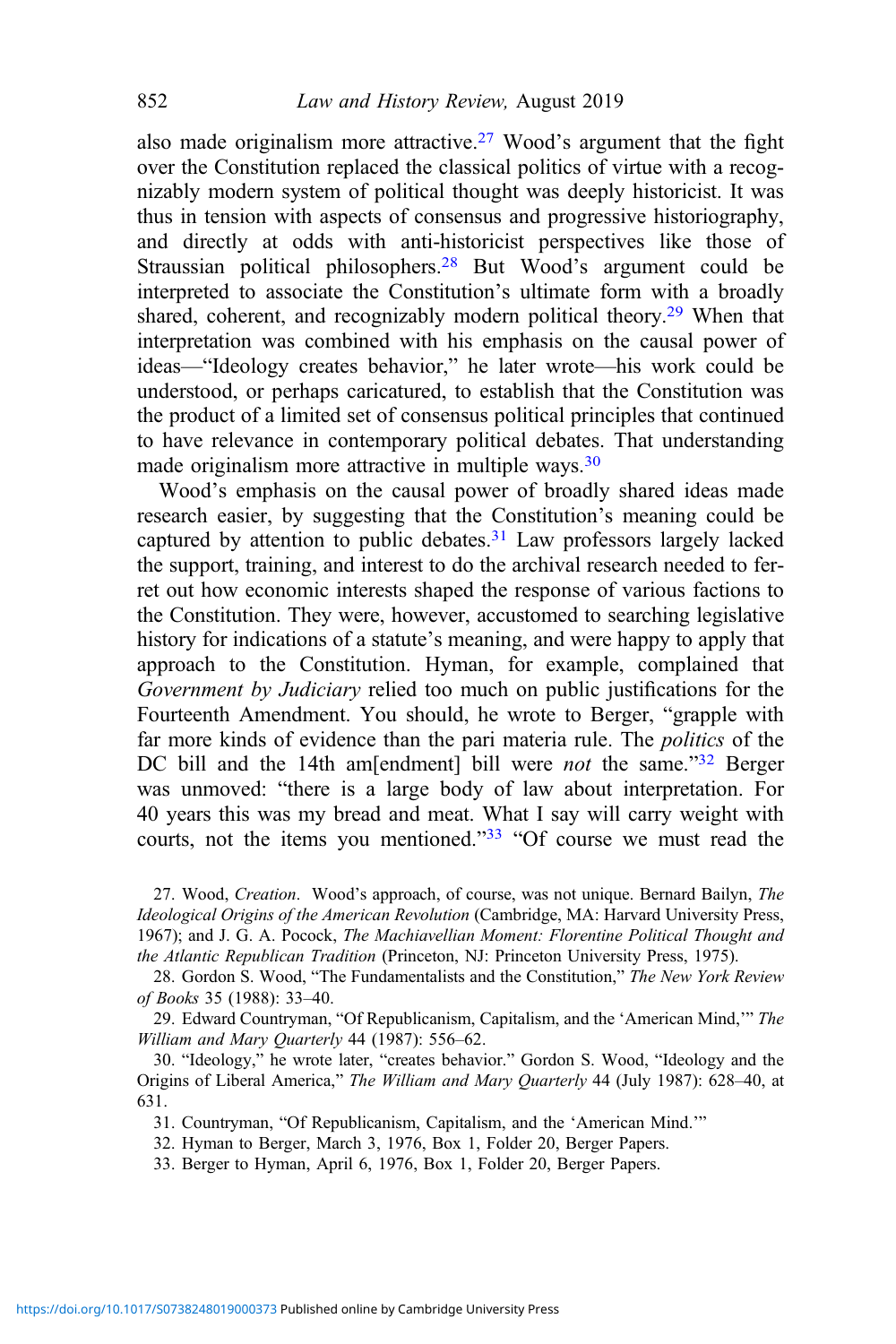also made originalism more attractive.[27] Wood's argument that the fight over the Constitution replaced the classical politics of virtue with a recognizably modern system of political thought was deeply historicist. It was thus in tension with aspects of consensus and progressive historiography, and directly at odds with anti-historicist perspectives like those of Straussian political philosophers.[28] But Wood's argument could be interpreted to associate the Constitution's ultimate form with a broadly shared, coherent, and recognizably modern political theory.[29] When that interpretation was combined with his emphasis on the causal power of ideas—"Ideology creates behavior," he later wrote—his work could be understood, or perhaps caricatured, to establish that the Constitution was the product of a limited set of consensus political principles that continued to have relevance in contemporary political debates. That understanding made originalism more attractive in multiple ways.[30]

Wood's emphasis on the causal power of broadly shared ideas made research easier, by suggesting that the Constitution's meaning could be captured by attention to public debates.[31] Law professors largely lacked the support, training, and interest to do the archival research needed to ferret out how economic interests shaped the response of various factions to the Constitution. They were, however, accustomed to searching legislative history for indications of a statute's meaning, and were happy to apply that approach to the Constitution. Hyman, for example, complained that *Government by Judiciary* relied too much on public justifications for the Fourteenth Amendment. You should, he wrote to Berger, "grapple with far more kinds of evidence than the pari materia rule. The *politics* of the DC bill and the 14th am[endment] bill were *not* the same."[32] Berger was unmoved: "there is a large body of law about interpretation. For 40 years this was my bread and meat. What I say will carry weight with courts, not the items you mentioned."[33] "Of course we must read the

27. Wood, *Creation*. Wood's approach, of course, was not unique. Bernard Bailyn, *The Ideological Origins of the American Revolution* (Cambridge, MA: Harvard University Press, 1967); and J. G. A. Pocock, *The Machiavellian Moment: Florentine Political Thought and the Atlantic Republican Tradition* (Princeton, NJ: Princeton University Press, 1975).

28. Gordon S. Wood, "The Fundamentalists and the Constitution," *The New York Review of Books* 35 (1988): 33–40.

29. Edward Countryman, "Of Republicanism, Capitalism, and the 'American Mind,'" *The William and Mary Quarterly* 44 (1987): 556–62.

30. "Ideology," he wrote later, "creates behavior." Gordon S. Wood, "Ideology and the Origins of Liberal America," *The William and Mary Quarterly* 44 (July 1987): 628–40, at 631.

31. Countryman, "Of Republicanism, Capitalism, and the 'American Mind.'"

32. Hyman to Berger, March 3, 1976, Box 1, Folder 20, Berger Papers.

33. Berger to Hyman, April 6, 1976, Box 1, Folder 20, Berger Papers.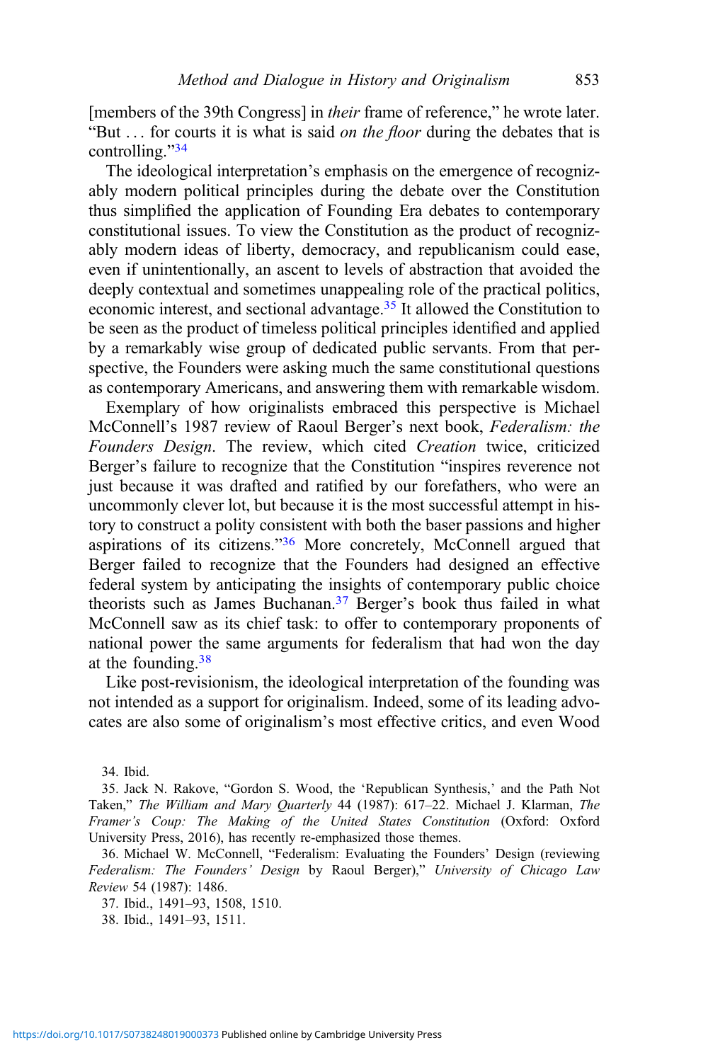[members of the 39th Congress] in *their* frame of reference," he wrote later. "But . . . for courts it is what is said *on the floor* during the debates that is controlling."[34]

The ideological interpretation's emphasis on the emergence of recognizably modern political principles during the debate over the Constitution thus simplified the application of Founding Era debates to contemporary constitutional issues. To view the Constitution as the product of recognizably modern ideas of liberty, democracy, and republicanism could ease, even if unintentionally, an ascent to levels of abstraction that avoided the deeply contextual and sometimes unappealing role of the practical politics, economic interest, and sectional advantage.[35] It allowed the Constitution to be seen as the product of timeless political principles identified and applied by a remarkably wise group of dedicated public servants. From that perspective, the Founders were asking much the same constitutional questions as contemporary Americans, and answering them with remarkable wisdom.

Exemplary of how originalists embraced this perspective is Michael McConnell's 1987 review of Raoul Berger's next book, *Federalism: the Founders Design*. The review, which cited *Creation* twice, criticized Berger's failure to recognize that the Constitution "inspires reverence not just because it was drafted and ratified by our forefathers, who were an uncommonly clever lot, but because it is the most successful attempt in history to construct a polity consistent with both the baser passions and higher aspirations of its citizens."[36] More concretely, McConnell argued that Berger failed to recognize that the Founders had designed an effective federal system by anticipating the insights of contemporary public choice theorists such as James Buchanan.[37] Berger's book thus failed in what McConnell saw as its chief task: to offer to contemporary proponents of national power the same arguments for federalism that had won the day at the founding.[38]

Like post-revisionism, the ideological interpretation of the founding was not intended as a support for originalism. Indeed, some of its leading advocates are also some of originalism's most effective critics, and even Wood

34. Ibid.

35. Jack N. Rakove, "Gordon S. Wood, the 'Republican Synthesis,' and the Path Not Taken," *The William and Mary Quarterly* 44 (1987): 617–22. Michael J. Klarman, *The Framer's Coup: The Making of the United States Constitution* (Oxford: Oxford University Press, 2016), has recently re-emphasized those themes.

36. Michael W. McConnell, "Federalism: Evaluating the Founders' Design (reviewing *Federalism: The Founders' Design* by Raoul Berger)," *University of Chicago Law Review* 54 (1987): 1486.

37. Ibid., 1491–93, 1508, 1510.

38. Ibid., 1491–93, 1511.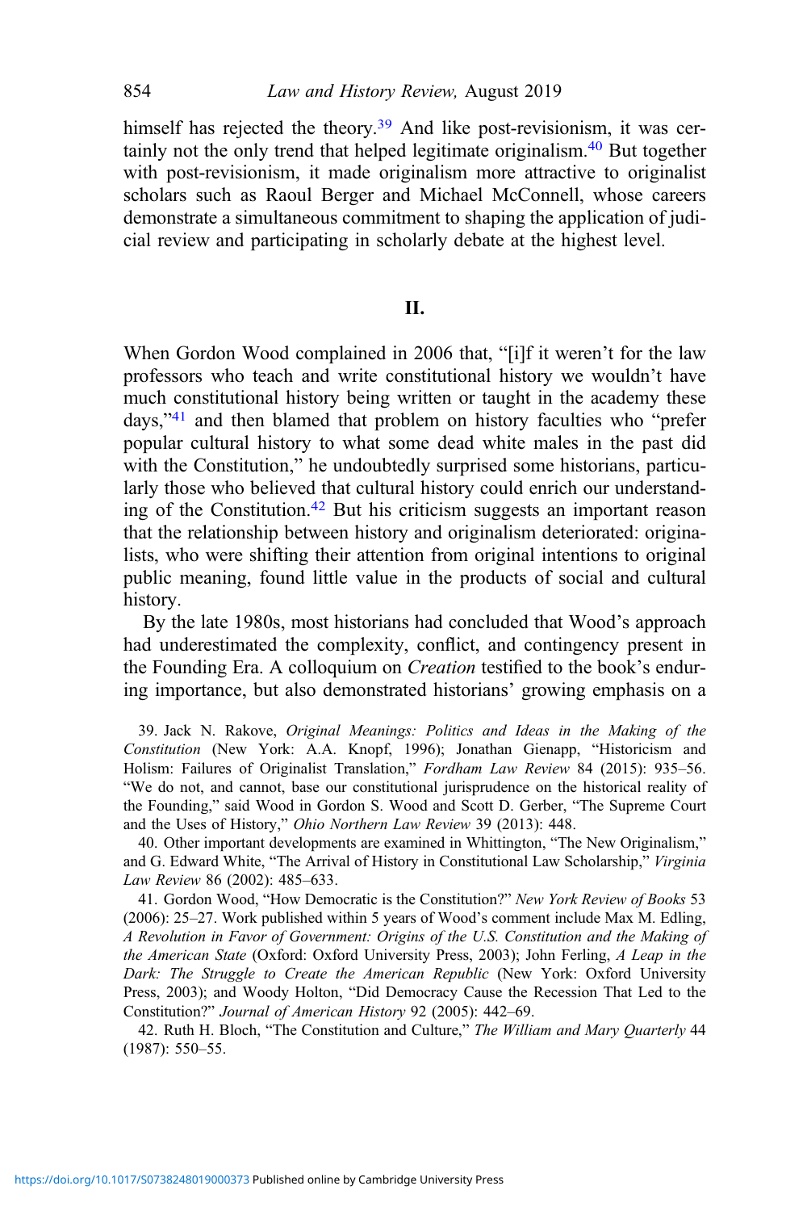himself has rejected the theory.[39] And like post-revisionism, it was certainly not the only trend that helped legitimate originalism.[40] But together with post-revisionism, it made originalism more attractive to originalist scholars such as Raoul Berger and Michael McConnell, whose careers demonstrate a simultaneous commitment to shaping the application of judicial review and participating in scholarly debate at the highest level.

## II.

When Gordon Wood complained in 2006 that, "[i]f it weren't for the law professors who teach and write constitutional history we wouldn't have much constitutional history being written or taught in the academy these days,"[41] and then blamed that problem on history faculties who "prefer popular cultural history to what some dead white males in the past did with the Constitution," he undoubtedly surprised some historians, particularly those who believed that cultural history could enrich our understanding of the Constitution.[42] But his criticism suggests an important reason that the relationship between history and originalism deteriorated: originalists, who were shifting their attention from original intentions to original public meaning, found little value in the products of social and cultural history.

By the late 1980s, most historians had concluded that Wood's approach had underestimated the complexity, conflict, and contingency present in the Founding Era. A colloquium on *Creation* testified to the book's enduring importance, but also demonstrated historians' growing emphasis on a

39. Jack N. Rakove, *Original Meanings: Politics and Ideas in the Making of the Constitution* (New York: A.A. Knopf, 1996); Jonathan Gienapp, "Historicism and Holism: Failures of Originalist Translation," *Fordham Law Review* 84 (2015): 935–56. "We do not, and cannot, base our constitutional jurisprudence on the historical reality of the Founding," said Wood in Gordon S. Wood and Scott D. Gerber, "The Supreme Court and the Uses of History," *Ohio Northern Law Review* 39 (2013): 448.

40. Other important developments are examined in Whittington, "The New Originalism," and G. Edward White, "The Arrival of History in Constitutional Law Scholarship," *Virginia Law Review* 86 (2002): 485–633.

41. Gordon Wood, "How Democratic is the Constitution?" *New York Review of Books* 53 (2006): 25–27. Work published within 5 years of Wood's comment include Max M. Edling, *A Revolution in Favor of Government: Origins of the U.S. Constitution and the Making of the American State* (Oxford: Oxford University Press, 2003); John Ferling, *A Leap in the Dark: The Struggle to Create the American Republic* (New York: Oxford University Press, 2003); and Woody Holton, "Did Democracy Cause the Recession That Led to the Constitution?" *Journal of American History* 92 (2005): 442–69.

42. Ruth H. Bloch, "The Constitution and Culture," *The William and Mary Quarterly* 44 (1987): 550–55.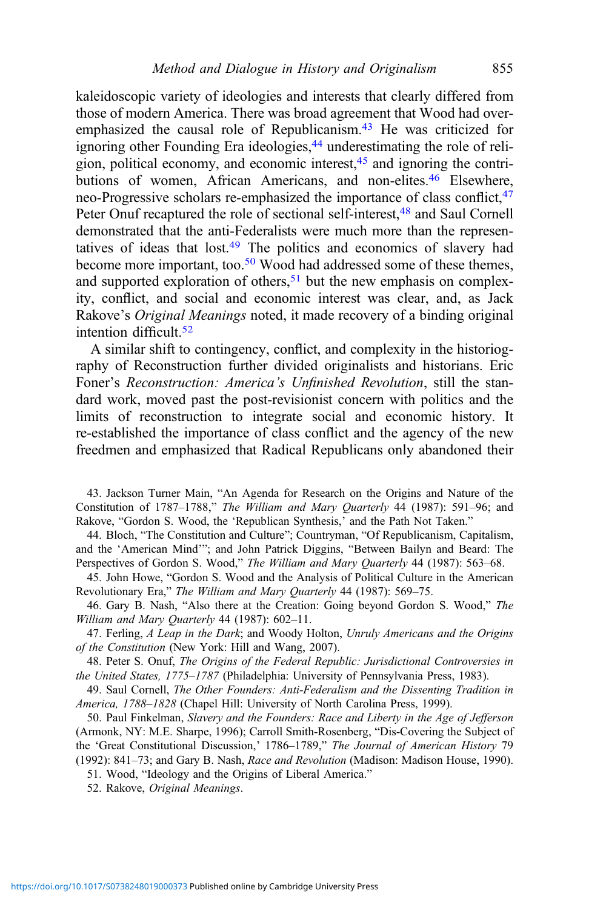kaleidoscopic variety of ideologies and interests that clearly differed from those of modern America. There was broad agreement that Wood had over-emphasized the causal role of Republicanism.[43] He was criticized for ignoring other Founding Era ideologies,[44] underestimating the role of religion, political economy, and economic interest,[45] and ignoring the contributions of women, African Americans, and non-elites.[46] Elsewhere, neo-Progressive scholars re-emphasized the importance of class conflict,[47] Peter Onuf recaptured the role of sectional self-interest,[48] and Saul Cornell demonstrated that the anti-Federalists were much more than the representatives of ideas that lost.[49] The politics and economics of slavery had become more important, too.[50] Wood had addressed some of these themes, and supported exploration of others,[51] but the new emphasis on complexity, conflict, and social and economic interest was clear, and, as Jack Rakove's *Original Meanings* noted, it made recovery of a binding original intention difficult.[52]

A similar shift to contingency, conflict, and complexity in the historiography of Reconstruction further divided originalists and historians. Eric Foner's *Reconstruction: America's Unfinished Revolution*, still the standard work, moved past the post-revisionist concern with politics and the limits of reconstruction to integrate social and economic history. It re-established the importance of class conflict and the agency of the new freedmen and emphasized that Radical Republicans only abandoned their

43. Jackson Turner Main, "An Agenda for Research on the Origins and Nature of the Constitution of 1787–1788," *The William and Mary Quarterly* 44 (1987): 591–96; and Rakove, "Gordon S. Wood, the 'Republican Synthesis,' and the Path Not Taken."

44. Bloch, "The Constitution and Culture"; Countryman, "Of Republicanism, Capitalism, and the 'American Mind'"; and John Patrick Diggins, "Between Bailyn and Beard: The Perspectives of Gordon S. Wood," *The William and Mary Quarterly* 44 (1987): 563–68.

45. John Howe, "Gordon S. Wood and the Analysis of Political Culture in the American Revolutionary Era," *The William and Mary Quarterly* 44 (1987): 569–75.

46. Gary B. Nash, "Also there at the Creation: Going beyond Gordon S. Wood," *The William and Mary Quarterly* 44 (1987): 602–11.

47. Ferling, *A Leap in the Dark*; and Woody Holton, *Unruly Americans and the Origins of the Constitution* (New York: Hill and Wang, 2007).

48. Peter S. Onuf, *The Origins of the Federal Republic: Jurisdictional Controversies in the United States, 1775–1787* (Philadelphia: University of Pennsylvania Press, 1983).

49. Saul Cornell, *The Other Founders: Anti-Federalism and the Dissenting Tradition in America, 1788–1828* (Chapel Hill: University of North Carolina Press, 1999).

50. Paul Finkelman, *Slavery and the Founders: Race and Liberty in the Age of Jefferson* (Armonk, NY: M.E. Sharpe, 1996); Carroll Smith-Rosenberg, "Dis-Covering the Subject of the 'Great Constitutional Discussion,' 1786–1789," *The Journal of American History* 79 (1992): 841–73; and Gary B. Nash, *Race and Revolution* (Madison: Madison House, 1990).

51. Wood, "Ideology and the Origins of Liberal America."

52. Rakove, *Original Meanings*.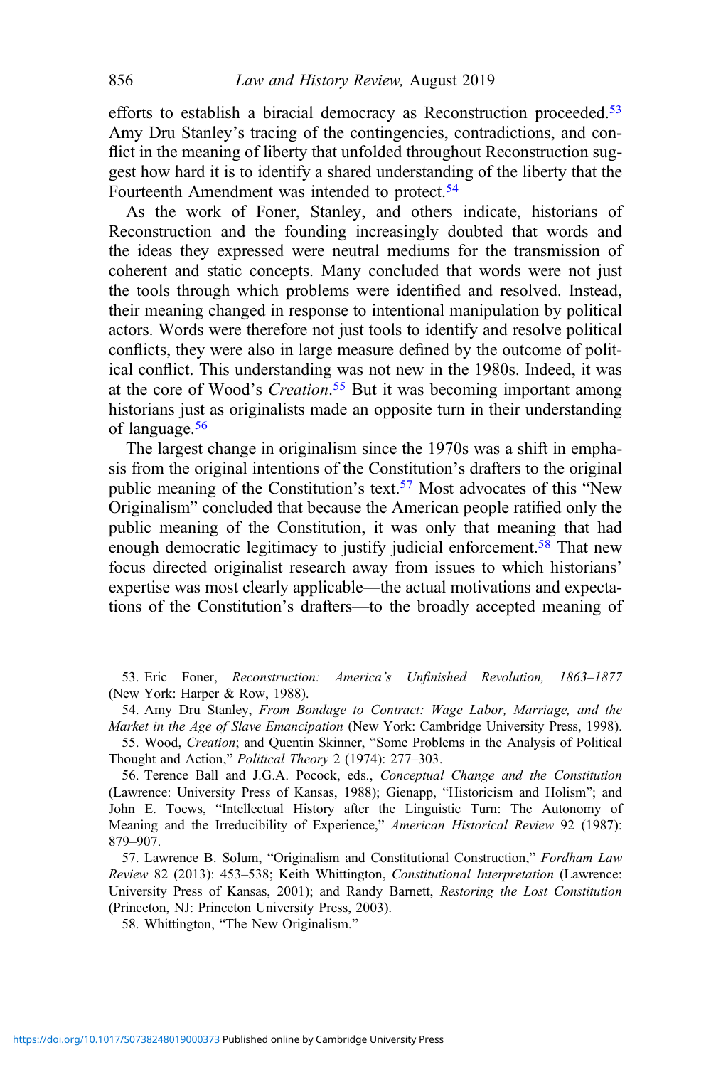efforts to establish a biracial democracy as Reconstruction proceeded.[53] Amy Dru Stanley's tracing of the contingencies, contradictions, and conflict in the meaning of liberty that unfolded throughout Reconstruction suggest how hard it is to identify a shared understanding of the liberty that the Fourteenth Amendment was intended to protect.[54]

As the work of Foner, Stanley, and others indicate, historians of Reconstruction and the founding increasingly doubted that words and the ideas they expressed were neutral mediums for the transmission of coherent and static concepts. Many concluded that words were not just the tools through which problems were identified and resolved. Instead, their meaning changed in response to intentional manipulation by political actors. Words were therefore not just tools to identify and resolve political conflicts, they were also in large measure defined by the outcome of political conflict. This understanding was not new in the 1980s. Indeed, it was at the core of Wood's *Creation*.[55] But it was becoming important among historians just as originalists made an opposite turn in their understanding of language.[56]

The largest change in originalism since the 1970s was a shift in emphasis from the original intentions of the Constitution's drafters to the original public meaning of the Constitution's text.[57] Most advocates of this "New Originalism" concluded that because the American people ratified only the public meaning of the Constitution, it was only that meaning that had enough democratic legitimacy to justify judicial enforcement.[58] That new focus directed originalist research away from issues to which historians' expertise was most clearly applicable—the actual motivations and expectations of the Constitution's drafters—to the broadly accepted meaning of

53. Eric Foner, *Reconstruction: America's Unfinished Revolution, 1863–1877* (New York: Harper & Row, 1988).

54. Amy Dru Stanley, *From Bondage to Contract: Wage Labor, Marriage, and the Market in the Age of Slave Emancipation* (New York: Cambridge University Press, 1998).

55. Wood, *Creation*; and Quentin Skinner, "Some Problems in the Analysis of Political Thought and Action," *Political Theory* 2 (1974): 277–303.

56. Terence Ball and J.G.A. Pocock, eds., *Conceptual Change and the Constitution* (Lawrence: University Press of Kansas, 1988); Gienapp, "Historicism and Holism"; and John E. Toews, "Intellectual History after the Linguistic Turn: The Autonomy of Meaning and the Irreducibility of Experience," *American Historical Review* 92 (1987): 879–907.

57. Lawrence B. Solum, "Originalism and Constitutional Construction," *Fordham Law Review* 82 (2013): 453–538; Keith Whittington, *Constitutional Interpretation* (Lawrence: University Press of Kansas, 2001); and Randy Barnett, *Restoring the Lost Constitution* (Princeton, NJ: Princeton University Press, 2003).

58. Whittington, "The New Originalism."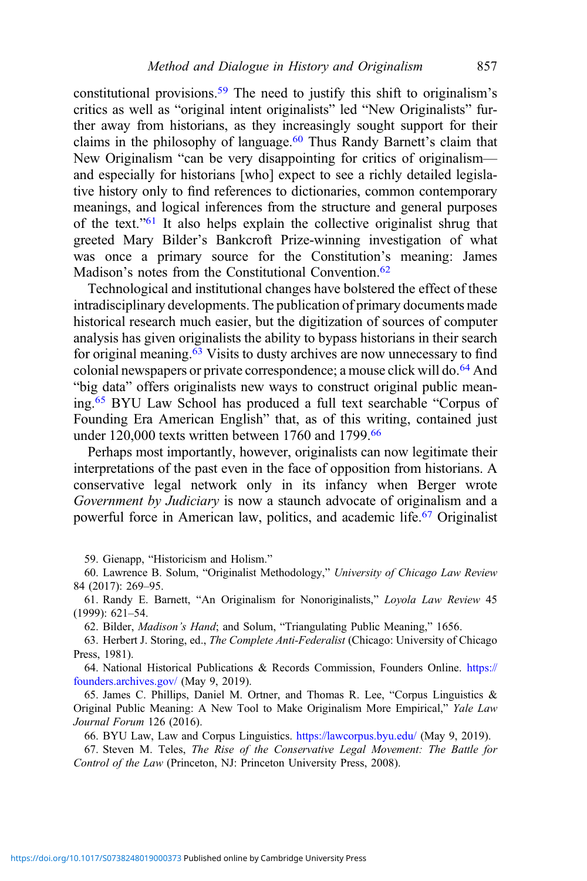constitutional provisions.[59] The need to justify this shift to originalism's critics as well as "original intent originalists" led "New Originalists" further away from historians, as they increasingly sought support for their claims in the philosophy of language.[60] Thus Randy Barnett's claim that New Originalism "can be very disappointing for critics of originalism—and especially for historians [who] expect to see a richly detailed legislative history only to find references to dictionaries, common contemporary meanings, and logical inferences from the structure and general purposes of the text."[61] It also helps explain the collective originalist shrug that greeted Mary Bilder's Bankcroft Prize-winning investigation of what was once a primary source for the Constitution's meaning: James Madison's notes from the Constitutional Convention.[62]

Technological and institutional changes have bolstered the effect of these intradisciplinary developments. The publication of primary documents made historical research much easier, but the digitization of sources of computer analysis has given originalists the ability to bypass historians in their search for original meaning.[63] Visits to dusty archives are now unnecessary to find colonial newspapers or private correspondence; a mouse click will do.[64] And "big data" offers originalists new ways to construct original public meaning.[65] BYU Law School has produced a full text searchable "Corpus of Founding Era American English" that, as of this writing, contained just under 120,000 texts written between 1760 and 1799.[66]

Perhaps most importantly, however, originalists can now legitimate their interpretations of the past even in the face of opposition from historians. A conservative legal network only in its infancy when Berger wrote *Government by Judiciary* is now a staunch advocate of originalism and a powerful force in American law, politics, and academic life.[67] Originalist

59. Gienapp, "Historicism and Holism."

60. Lawrence B. Solum, "Originalist Methodology," *University of Chicago Law Review* 84 (2017): 269–95.

61. Randy E. Barnett, "An Originalism for Nonoriginalists," *Loyola Law Review* 45 (1999): 621–54.

62. Bilder, *Madison's Hand*; and Solum, "Triangulating Public Meaning," 1656.

63. Herbert J. Storing, ed., *The Complete Anti-Federalist* (Chicago: University of Chicago Press, 1981).

64. National Historical Publications & Records Commission, Founders Online. https://founders.archives.gov/ (May 9, 2019).

65. James C. Phillips, Daniel M. Ortner, and Thomas R. Lee, "Corpus Linguistics & Original Public Meaning: A New Tool to Make Originalism More Empirical," *Yale Law Journal Forum* 126 (2016).

66. BYU Law, Law and Corpus Linguistics. https://lawcorpus.byu.edu/ (May 9, 2019).

67. Steven M. Teles, *The Rise of the Conservative Legal Movement: The Battle for Control of the Law* (Princeton, NJ: Princeton University Press, 2008).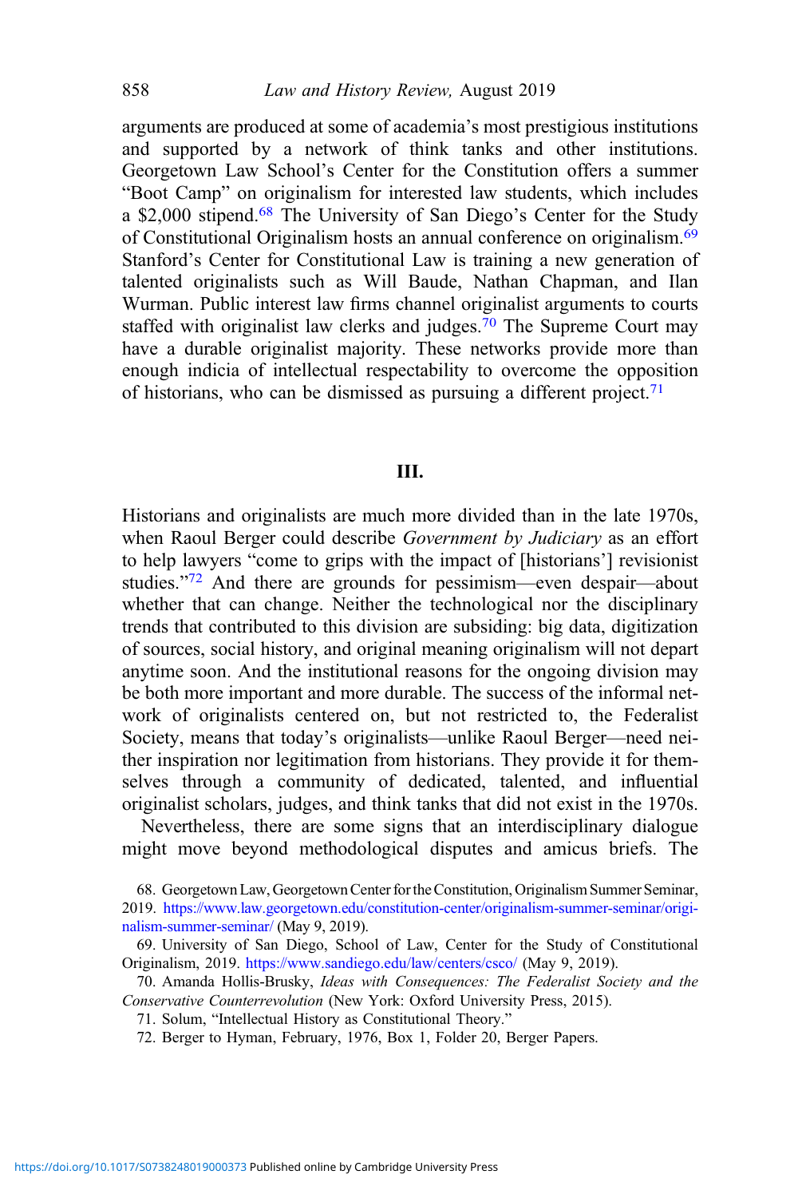arguments are produced at some of academia's most prestigious institutions and supported by a network of think tanks and other institutions. Georgetown Law School's Center for the Constitution offers a summer "Boot Camp" on originalism for interested law students, which includes a $2,000 stipend.[68] The University of San Diego's Center for the Study of Constitutional Originalism hosts an annual conference on originalism.[69] Stanford's Center for Constitutional Law is training a new generation of talented originalists such as Will Baude, Nathan Chapman, and Ilan Wurman. Public interest law firms channel originalist arguments to courts staffed with originalist law clerks and judges.[70] The Supreme Court may have a durable originalist majority. These networks provide more than enough indicia of intellectual respectability to overcome the opposition of historians, who can be dismissed as pursuing a different project.[71]

## III.

Historians and originalists are much more divided than in the late 1970s, when Raoul Berger could describe *Government by Judiciary* as an effort to help lawyers "come to grips with the impact of [historians'] revisionist studies."[72] And there are grounds for pessimism—even despair—about whether that can change. Neither the technological nor the disciplinary trends that contributed to this division are subsiding: big data, digitization of sources, social history, and original meaning originalism will not depart anytime soon. And the institutional reasons for the ongoing division may be both more important and more durable. The success of the informal network of originalists centered on, but not restricted to, the Federalist Society, means that today's originalists—unlike Raoul Berger—need neither inspiration nor legitimation from historians. They provide it for themselves through a community of dedicated, talented, and influential originalist scholars, judges, and think tanks that did not exist in the 1970s.

Nevertheless, there are some signs that an interdisciplinary dialogue might move beyond methodological disputes and amicus briefs. The

68. Georgetown Law, Georgetown Center for the Constitution, Originalism Summer Seminar, 2019. https://www.law.georgetown.edu/constitution-center/originalism-summer-seminar/originalism-summer-seminar/ (May 9, 2019).

69. University of San Diego, School of Law, Center for the Study of Constitutional Originalism, 2019. https://www.sandiego.edu/law/centers/csco/ (May 9, 2019).

70. Amanda Hollis-Brusky, *Ideas with Consequences: The Federalist Society and the Conservative Counterrevolution* (New York: Oxford University Press, 2015).

71. Solum, "Intellectual History as Constitutional Theory."

72. Berger to Hyman, February, 1976, Box 1, Folder 20, Berger Papers.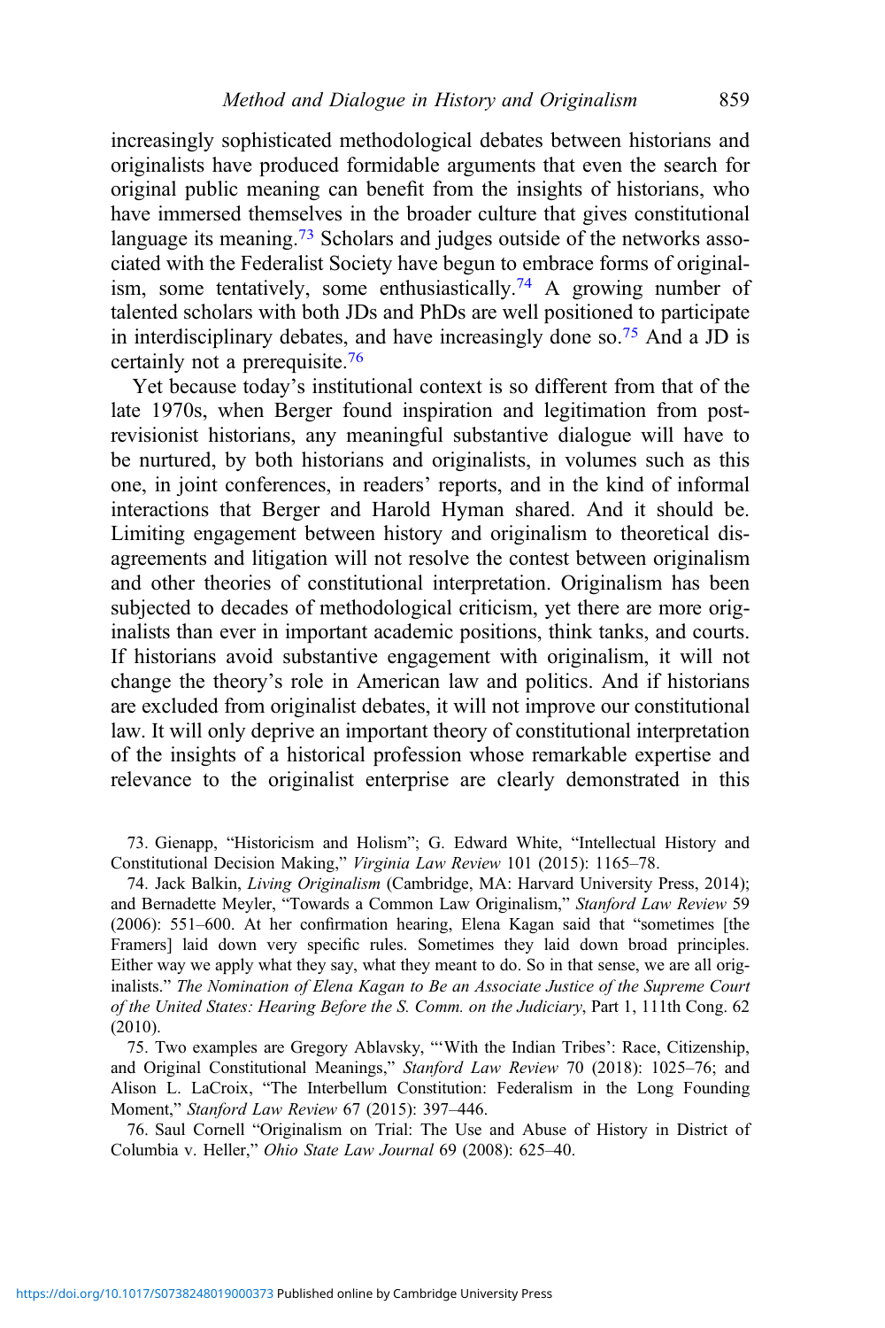increasingly sophisticated methodological debates between historians and originalists have produced formidable arguments that even the search for original public meaning can benefit from the insights of historians, who have immersed themselves in the broader culture that gives constitutional language its meaning.[73] Scholars and judges outside of the networks associated with the Federalist Society have begun to embrace forms of originalism, some tentatively, some enthusiastically.[74] A growing number of talented scholars with both JDs and PhDs are well positioned to participate in interdisciplinary debates, and have increasingly done so.[75] And a JD is certainly not a prerequisite.[76]

Yet because today's institutional context is so different from that of the late 1970s, when Berger found inspiration and legitimation from post-revisionist historians, any meaningful substantive dialogue will have to be nurtured, by both historians and originalists, in volumes such as this one, in joint conferences, in readers' reports, and in the kind of informal interactions that Berger and Harold Hyman shared. And it should be. Limiting engagement between history and originalism to theoretical disagreements and litigation will not resolve the contest between originalism and other theories of constitutional interpretation. Originalism has been subjected to decades of methodological criticism, yet there are more originalists than ever in important academic positions, think tanks, and courts. If historians avoid substantive engagement with originalism, it will not change the theory's role in American law and politics. And if historians are excluded from originalist debates, it will not improve our constitutional law. It will only deprive an important theory of constitutional interpretation of the insights of a historical profession whose remarkable expertise and relevance to the originalist enterprise are clearly demonstrated in this

73. Gienapp, "Historicism and Holism"; G. Edward White, "Intellectual History and Constitutional Decision Making," *Virginia Law Review* 101 (2015): 1165–78.

74. Jack Balkin, *Living Originalism* (Cambridge, MA: Harvard University Press, 2014); and Bernadette Meyler, "Towards a Common Law Originalism," *Stanford Law Review* 59 (2006): 551–600. At her confirmation hearing, Elena Kagan said that "sometimes [the Framers] laid down very specific rules. Sometimes they laid down broad principles. Either way we apply what they say, what they meant to do. So in that sense, we are all originalists." *The Nomination of Elena Kagan to Be an Associate Justice of the Supreme Court of the United States: Hearing Before the S. Comm. on the Judiciary*, Part 1, 111th Cong. 62 (2010).

75. Two examples are Gregory Ablavsky, "'With the Indian Tribes': Race, Citizenship, and Original Constitutional Meanings," *Stanford Law Review* 70 (2018): 1025–76; and Alison L. LaCroix, "The Interbellum Constitution: Federalism in the Long Founding Moment," *Stanford Law Review* 67 (2015): 397–446.

76. Saul Cornell "Originalism on Trial: The Use and Abuse of History in District of Columbia v. Heller," *Ohio State Law Journal* 69 (2008): 625–40.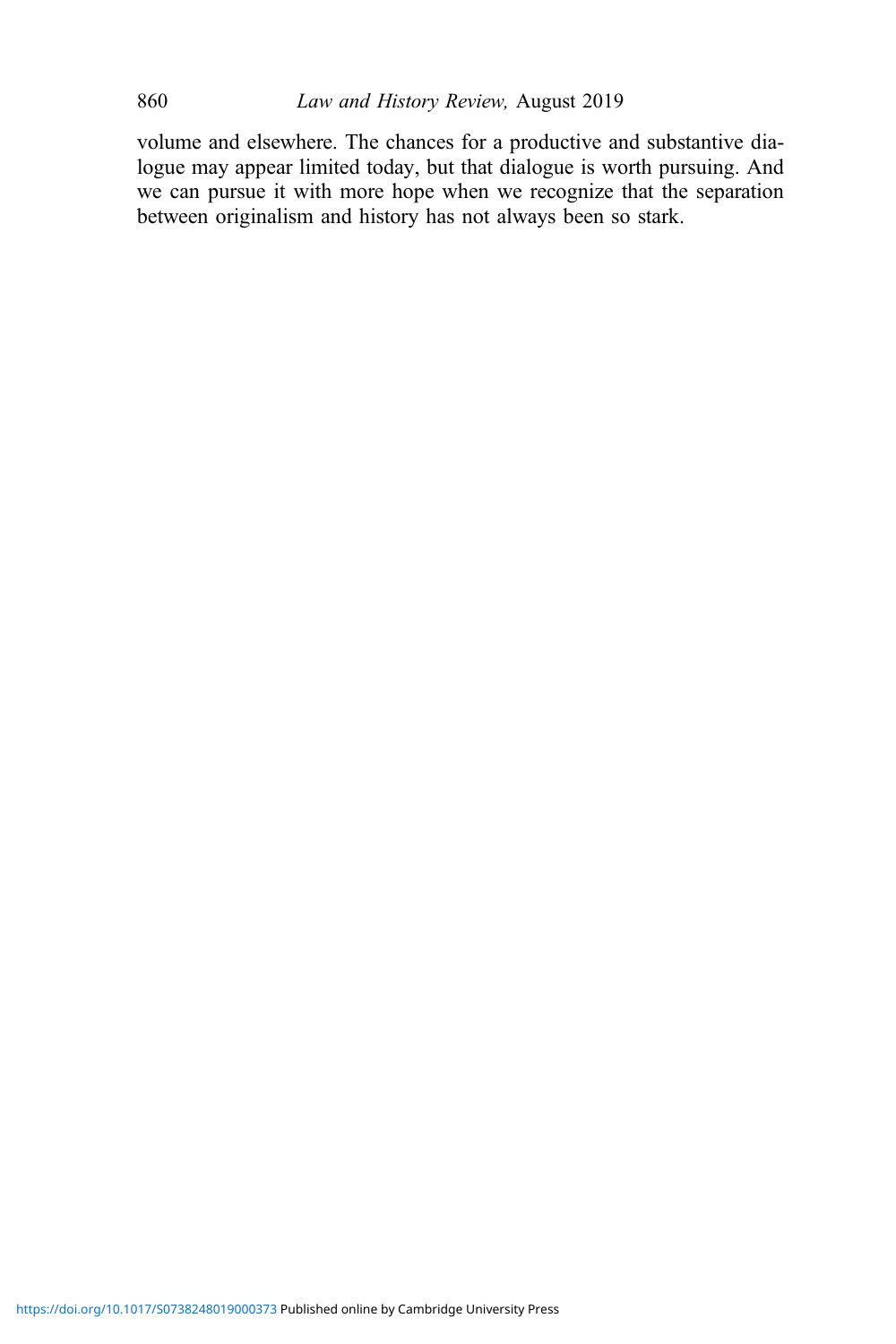volume and elsewhere. The chances for a productive and substantive dialogue may appear limited today, but that dialogue is worth pursuing. And we can pursue it with more hope when we recognize that the separation between originalism and history has not always been so stark.